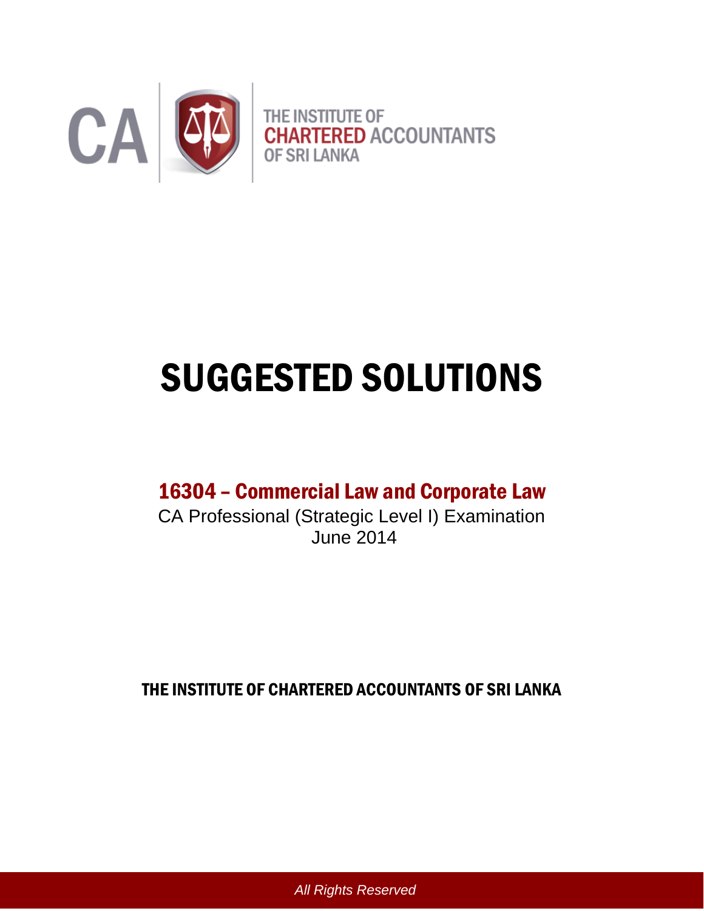CA

THE INSTITUTE OF
CHARTERED ACCOUNTANTS
OF SRI LANKA

# SUGGESTED SOLUTIONS

## 16304 – Commercial Law and Corporate Law

CA Professional (Strategic Level I) Examination
June 2014

**THE INSTITUTE OF CHARTERED ACCOUNTANTS OF SRI LANKA**

*All Rights Reserved*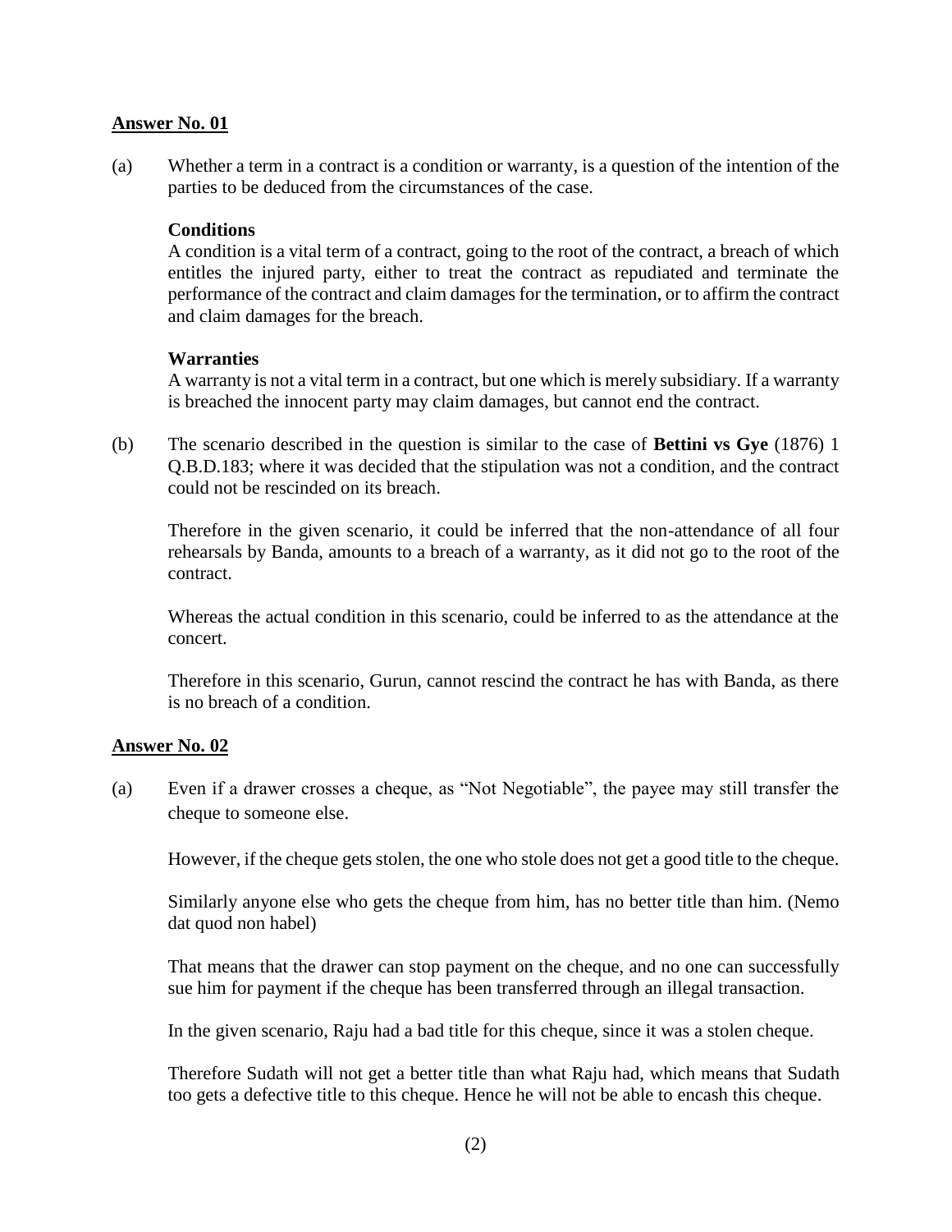**Answer No. 01**

(a) Whether a term in a contract is a condition or warranty, is a question of the intention of the parties to be deduced from the circumstances of the case.

**Conditions**

A condition is a vital term of a contract, going to the root of the contract, a breach of which entitles the injured party, either to treat the contract as repudiated and terminate the performance of the contract and claim damages for the termination, or to affirm the contract and claim damages for the breach.

**Warranties**

A warranty is not a vital term in a contract, but one which is merely subsidiary. If a warranty is breached the innocent party may claim damages, but cannot end the contract.

(b) The scenario described in the question is similar to the case of **Bettini vs Gye** (1876) 1 Q.B.D.183; where it was decided that the stipulation was not a condition, and the contract could not be rescinded on its breach.

Therefore in the given scenario, it could be inferred that the non-attendance of all four rehearsals by Banda, amounts to a breach of a warranty, as it did not go to the root of the contract.

Whereas the actual condition in this scenario, could be inferred to as the attendance at the concert.

Therefore in this scenario, Gurun, cannot rescind the contract he has with Banda, as there is no breach of a condition.

**Answer No. 02**

(a) Even if a drawer crosses a cheque, as "Not Negotiable", the payee may still transfer the cheque to someone else.

However, if the cheque gets stolen, the one who stole does not get a good title to the cheque.

Similarly anyone else who gets the cheque from him, has no better title than him. (Nemo dat quod non habel)

That means that the drawer can stop payment on the cheque, and no one can successfully sue him for payment if the cheque has been transferred through an illegal transaction.

In the given scenario, Raju had a bad title for this cheque, since it was a stolen cheque.

Therefore Sudath will not get a better title than what Raju had, which means that Sudath too gets a defective title to this cheque. Hence he will not be able to encash this cheque.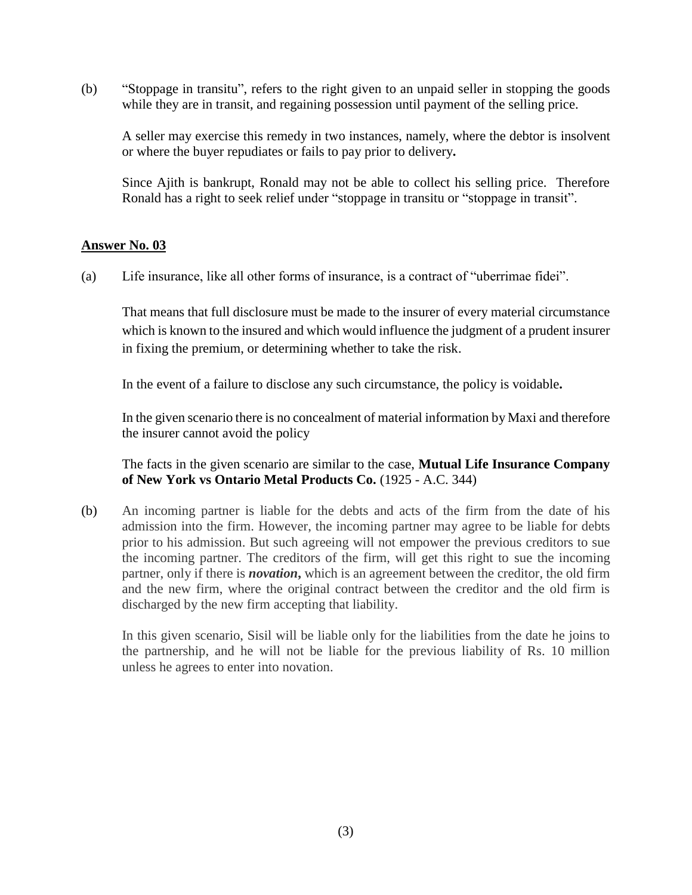(b) "Stoppage in transitu", refers to the right given to an unpaid seller in stopping the goods while they are in transit, and regaining possession until payment of the selling price.

A seller may exercise this remedy in two instances, namely, where the debtor is insolvent or where the buyer repudiates or fails to pay prior to delivery**.**

Since Ajith is bankrupt, Ronald may not be able to collect his selling price. Therefore Ronald has a right to seek relief under "stoppage in transitu or "stoppage in transit".

**Answer No. 03**

(a) Life insurance, like all other forms of insurance, is a contract of "uberrimae fidei".

That means that full disclosure must be made to the insurer of every material circumstance which is known to the insured and which would influence the judgment of a prudent insurer in fixing the premium, or determining whether to take the risk.

In the event of a failure to disclose any such circumstance, the policy is voidable**.**

In the given scenario there is no concealment of material information by Maxi and therefore the insurer cannot avoid the policy

The facts in the given scenario are similar to the case, **Mutual Life Insurance Company of New York vs Ontario Metal Products Co.** (1925 - A.C. 344)

(b) An incoming partner is liable for the debts and acts of the firm from the date of his admission into the firm. However, the incoming partner may agree to be liable for debts prior to his admission. But such agreeing will not empower the previous creditors to sue the incoming partner. The creditors of the firm, will get this right to sue the incoming partner, only if there is ***novation*,** which is an agreement between the creditor, the old firm and the new firm, where the original contract between the creditor and the old firm is discharged by the new firm accepting that liability.

In this given scenario, Sisil will be liable only for the liabilities from the date he joins to the partnership, and he will not be liable for the previous liability of Rs. 10 million unless he agrees to enter into novation.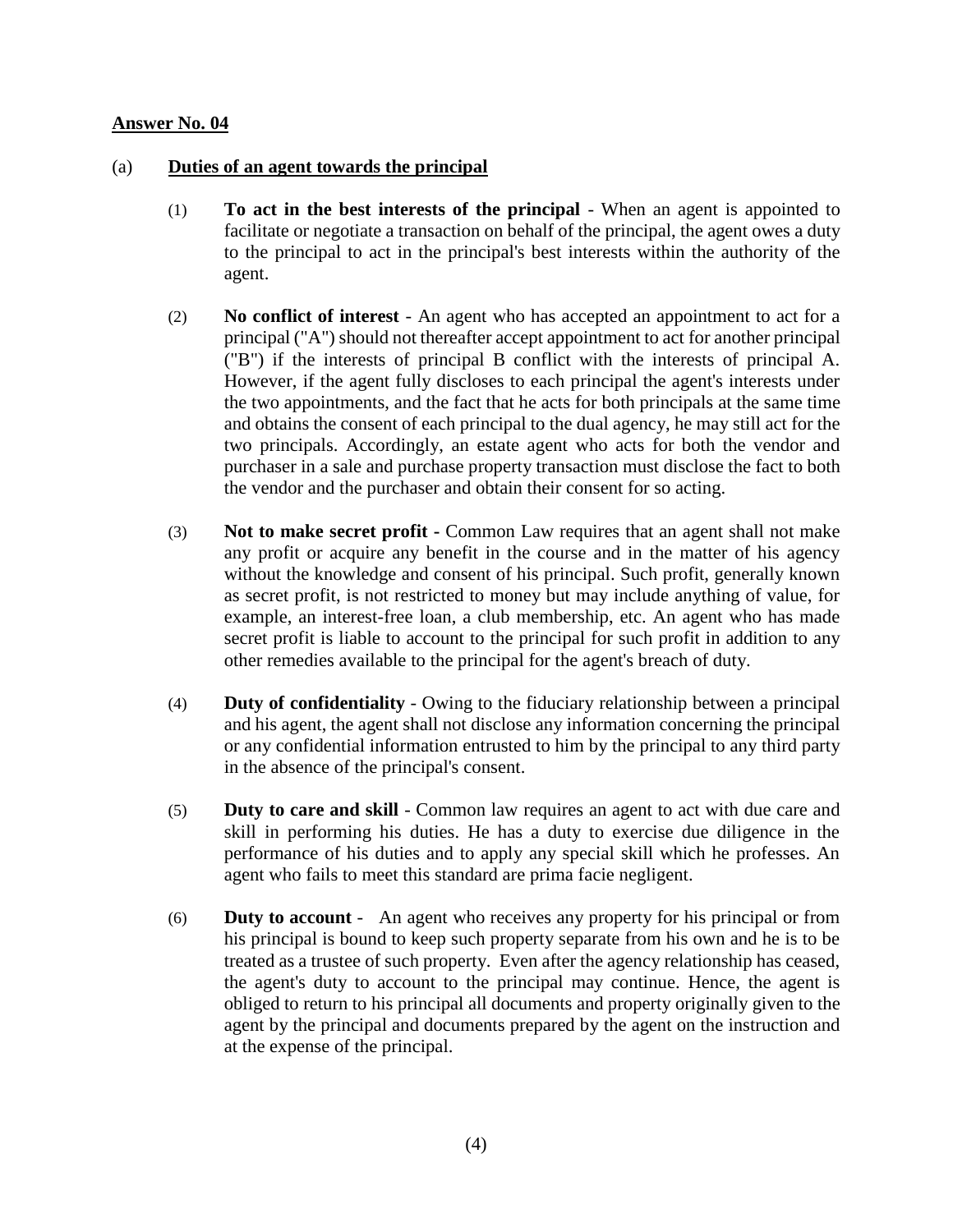**Answer No. 04**

(a) **Duties of an agent towards the principal**

(1) **To act in the best interests of the principal** - When an agent is appointed to facilitate or negotiate a transaction on behalf of the principal, the agent owes a duty to the principal to act in the principal's best interests within the authority of the agent.

(2) **No conflict of interest** - An agent who has accepted an appointment to act for a principal ("A") should not thereafter accept appointment to act for another principal ("B") if the interests of principal B conflict with the interests of principal A. However, if the agent fully discloses to each principal the agent's interests under the two appointments, and the fact that he acts for both principals at the same time and obtains the consent of each principal to the dual agency, he may still act for the two principals. Accordingly, an estate agent who acts for both the vendor and purchaser in a sale and purchase property transaction must disclose the fact to both the vendor and the purchaser and obtain their consent for so acting.

(3) **Not to make secret profit** - Common Law requires that an agent shall not make any profit or acquire any benefit in the course and in the matter of his agency without the knowledge and consent of his principal. Such profit, generally known as secret profit, is not restricted to money but may include anything of value, for example, an interest-free loan, a club membership, etc. An agent who has made secret profit is liable to account to the principal for such profit in addition to any other remedies available to the principal for the agent's breach of duty.

(4) **Duty of confidentiality** - Owing to the fiduciary relationship between a principal and his agent, the agent shall not disclose any information concerning the principal or any confidential information entrusted to him by the principal to any third party in the absence of the principal's consent.

(5) **Duty to care and skill** - Common law requires an agent to act with due care and skill in performing his duties. He has a duty to exercise due diligence in the performance of his duties and to apply any special skill which he professes. An agent who fails to meet this standard are prima facie negligent.

(6) **Duty to account** - An agent who receives any property for his principal or from his principal is bound to keep such property separate from his own and he is to be treated as a trustee of such property. Even after the agency relationship has ceased, the agent's duty to account to the principal may continue. Hence, the agent is obliged to return to his principal all documents and property originally given to the agent by the principal and documents prepared by the agent on the instruction and at the expense of the principal.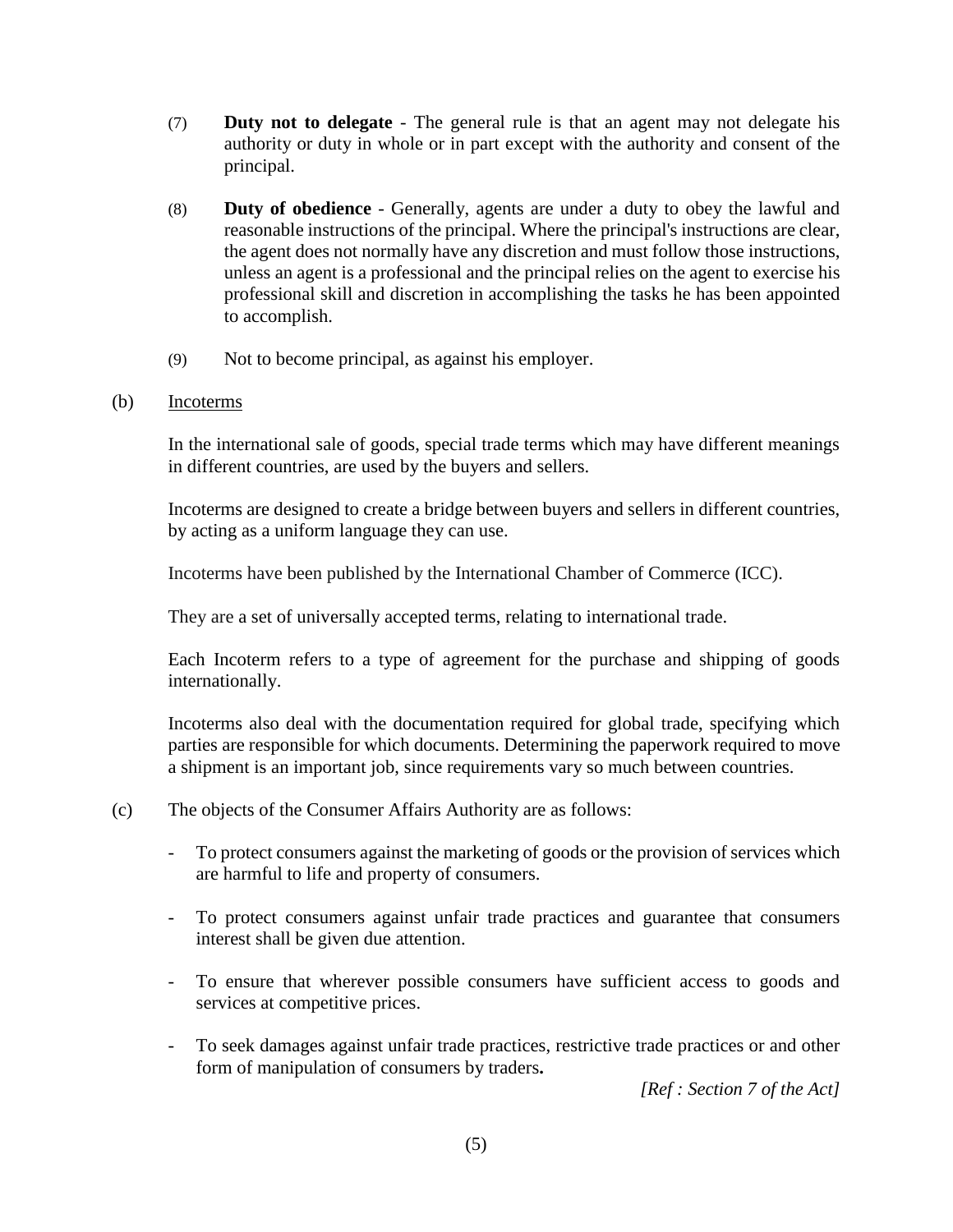(7) **Duty not to delegate** - The general rule is that an agent may not delegate his authority or duty in whole or in part except with the authority and consent of the principal.

(8) **Duty of obedience** - Generally, agents are under a duty to obey the lawful and reasonable instructions of the principal. Where the principal's instructions are clear, the agent does not normally have any discretion and must follow those instructions, unless an agent is a professional and the principal relies on the agent to exercise his professional skill and discretion in accomplishing the tasks he has been appointed to accomplish.

(9) Not to become principal, as against his employer.

(b) Incoterms

In the international sale of goods, special trade terms which may have different meanings in different countries, are used by the buyers and sellers.

Incoterms are designed to create a bridge between buyers and sellers in different countries, by acting as a uniform language they can use.

Incoterms have been published by the International Chamber of Commerce (ICC).

They are a set of universally accepted terms, relating to international trade.

Each Incoterm refers to a type of agreement for the purchase and shipping of goods internationally.

Incoterms also deal with the documentation required for global trade, specifying which parties are responsible for which documents. Determining the paperwork required to move a shipment is an important job, since requirements vary so much between countries.

(c) The objects of the Consumer Affairs Authority are as follows:

- To protect consumers against the marketing of goods or the provision of services which are harmful to life and property of consumers.
- To protect consumers against unfair trade practices and guarantee that consumers interest shall be given due attention.
- To ensure that wherever possible consumers have sufficient access to goods and services at competitive prices.
- To seek damages against unfair trade practices, restrictive trade practices or and other form of manipulation of consumers by traders.

*[Ref : Section 7 of the Act]*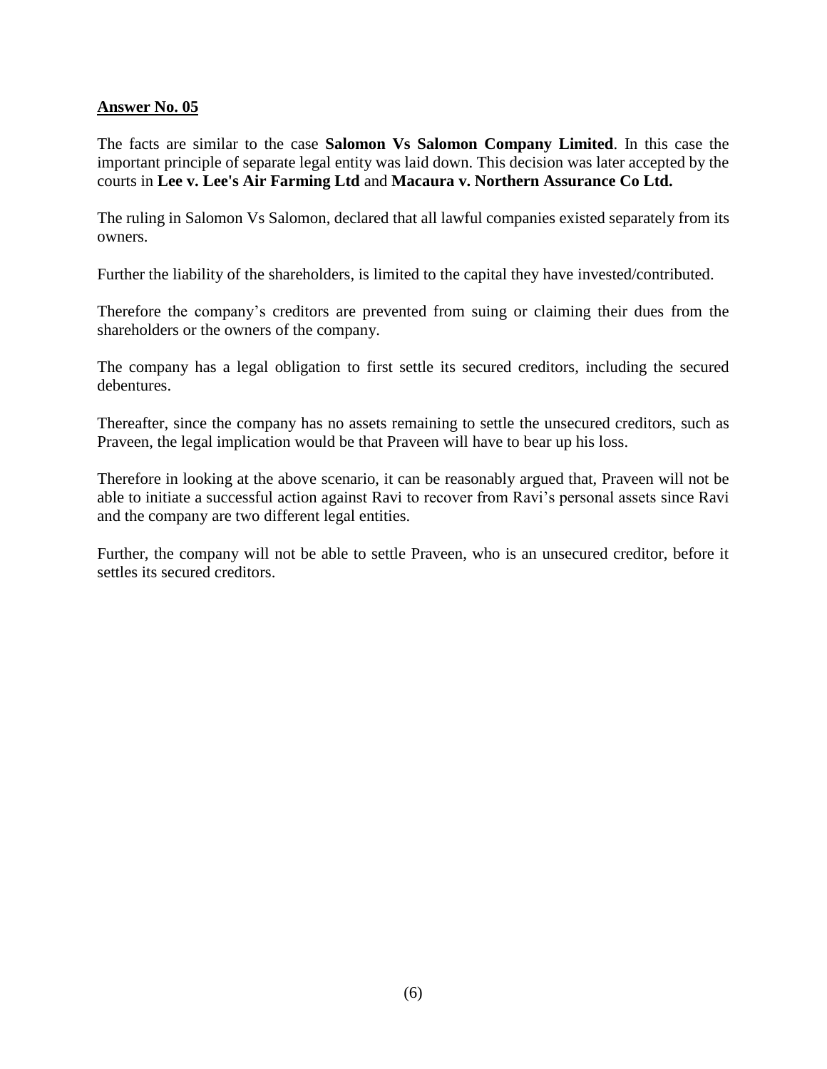**Answer No. 05**

The facts are similar to the case **Salomon Vs Salomon Company Limited**. In this case the important principle of separate legal entity was laid down. This decision was later accepted by the courts in **Lee v. Lee's Air Farming Ltd** and **Macaura v. Northern Assurance Co Ltd.**

The ruling in Salomon Vs Salomon, declared that all lawful companies existed separately from its owners.

Further the liability of the shareholders, is limited to the capital they have invested/contributed.

Therefore the company's creditors are prevented from suing or claiming their dues from the shareholders or the owners of the company.

The company has a legal obligation to first settle its secured creditors, including the secured debentures.

Thereafter, since the company has no assets remaining to settle the unsecured creditors, such as Praveen, the legal implication would be that Praveen will have to bear up his loss.

Therefore in looking at the above scenario, it can be reasonably argued that, Praveen will not be able to initiate a successful action against Ravi to recover from Ravi's personal assets since Ravi and the company are two different legal entities.

Further, the company will not be able to settle Praveen, who is an unsecured creditor, before it settles its secured creditors.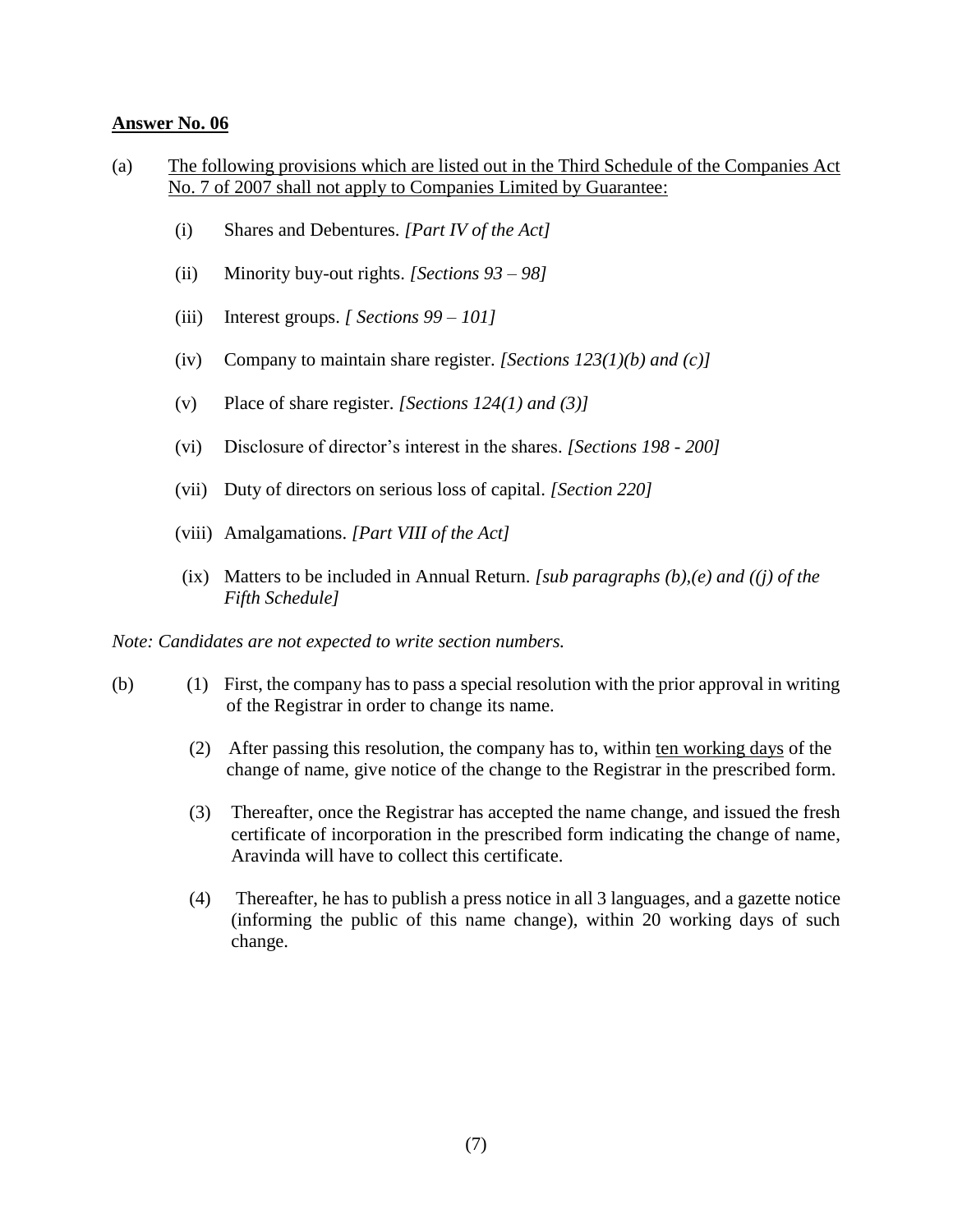**Answer No. 06**

(a) The following provisions which are listed out in the Third Schedule of the Companies Act No. 7 of 2007 shall not apply to Companies Limited by Guarantee:

(i) Shares and Debentures. *[Part IV of the Act]*

(ii) Minority buy-out rights. *[Sections 93 – 98]*

(iii) Interest groups. *[ Sections 99 – 101]*

(iv) Company to maintain share register. *[Sections 123(1)(b) and (c)]*

(v) Place of share register. *[Sections 124(1) and (3)]*

(vi) Disclosure of director's interest in the shares. *[Sections 198 - 200]*

(vii) Duty of directors on serious loss of capital. *[Section 220]*

(viii) Amalgamations. *[Part VIII of the Act]*

(ix) Matters to be included in Annual Return. *[sub paragraphs (b),(e) and ((j) of the Fifth Schedule]*

*Note: Candidates are not expected to write section numbers.*

(b) (1) First, the company has to pass a special resolution with the prior approval in writing of the Registrar in order to change its name.

(2) After passing this resolution, the company has to, within ten working days of the change of name, give notice of the change to the Registrar in the prescribed form.

(3) Thereafter, once the Registrar has accepted the name change, and issued the fresh certificate of incorporation in the prescribed form indicating the change of name, Aravinda will have to collect this certificate.

(4) Thereafter, he has to publish a press notice in all 3 languages, and a gazette notice (informing the public of this name change), within 20 working days of such change.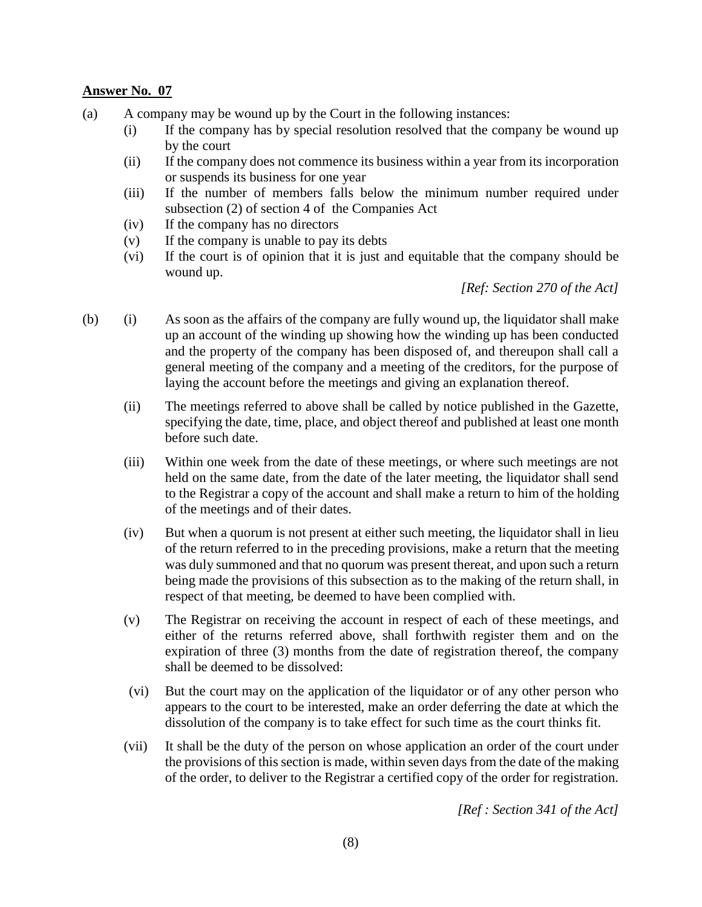**Answer No. 07**

(a) A company may be wound up by the Court in the following instances:

- (i) If the company has by special resolution resolved that the company be wound up by the court
- (ii) If the company does not commence its business within a year from its incorporation or suspends its business for one year
- (iii) If the number of members falls below the minimum number required under subsection (2) of section 4 of the Companies Act
- (iv) If the company has no directors
- (v) If the company is unable to pay its debts
- (vi) If the court is of opinion that it is just and equitable that the company should be wound up.

*[Ref: Section 270 of the Act]*

(b)

- (i) As soon as the affairs of the company are fully wound up, the liquidator shall make up an account of the winding up showing how the winding up has been conducted and the property of the company has been disposed of, and thereupon shall call a general meeting of the company and a meeting of the creditors, for the purpose of laying the account before the meetings and giving an explanation thereof.

- (ii) The meetings referred to above shall be called by notice published in the Gazette, specifying the date, time, place, and object thereof and published at least one month before such date.

- (iii) Within one week from the date of these meetings, or where such meetings are not held on the same date, from the date of the later meeting, the liquidator shall send to the Registrar a copy of the account and shall make a return to him of the holding of the meetings and of their dates.

- (iv) But when a quorum is not present at either such meeting, the liquidator shall in lieu of the return referred to in the preceding provisions, make a return that the meeting was duly summoned and that no quorum was present thereat, and upon such a return being made the provisions of this subsection as to the making of the return shall, in respect of that meeting, be deemed to have been complied with.

- (v) The Registrar on receiving the account in respect of each of these meetings, and either of the returns referred above, shall forthwith register them and on the expiration of three (3) months from the date of registration thereof, the company shall be deemed to be dissolved:

- (vi) But the court may on the application of the liquidator or of any other person who appears to the court to be interested, make an order deferring the date at which the dissolution of the company is to take effect for such time as the court thinks fit.

- (vii) It shall be the duty of the person on whose application an order of the court under the provisions of this section is made, within seven days from the date of the making of the order, to deliver to the Registrar a certified copy of the order for registration.

*[Ref : Section 341 of the Act]*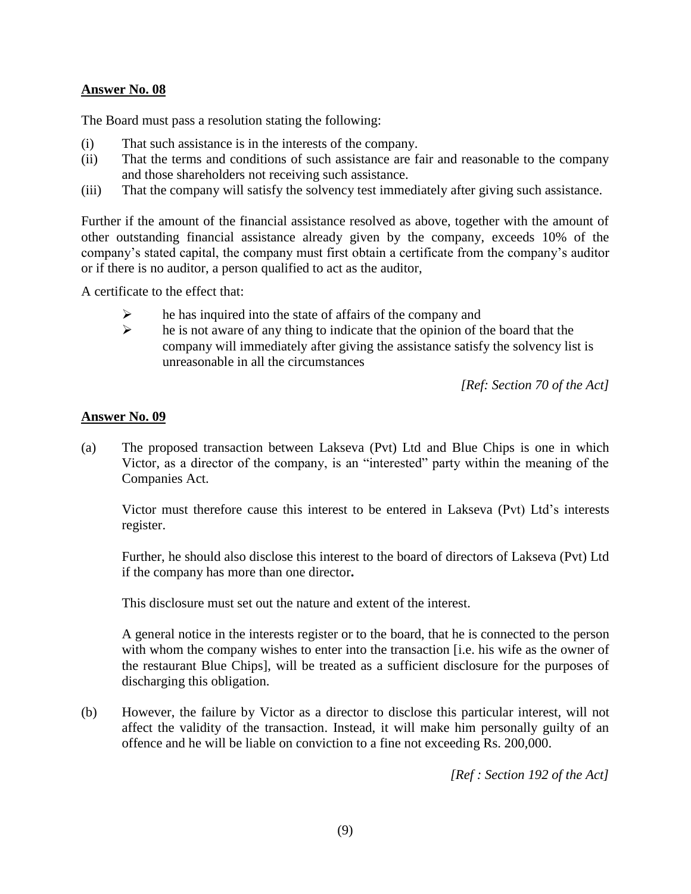**Answer No. 08**

The Board must pass a resolution stating the following:

(i) That such assistance is in the interests of the company.

(ii) That the terms and conditions of such assistance are fair and reasonable to the company and those shareholders not receiving such assistance.

(iii) That the company will satisfy the solvency test immediately after giving such assistance.

Further if the amount of the financial assistance resolved as above, together with the amount of other outstanding financial assistance already given by the company, exceeds 10% of the company's stated capital, the company must first obtain a certificate from the company's auditor or if there is no auditor, a person qualified to act as the auditor,

A certificate to the effect that:

- he has inquired into the state of affairs of the company and
- he is not aware of any thing to indicate that the opinion of the board that the company will immediately after giving the assistance satisfy the solvency list is unreasonable in all the circumstances

*[Ref: Section 70 of the Act]*

**Answer No. 09**

(a) The proposed transaction between Lakseva (Pvt) Ltd and Blue Chips is one in which Victor, as a director of the company, is an "interested" party within the meaning of the Companies Act.

Victor must therefore cause this interest to be entered in Lakseva (Pvt) Ltd's interests register.

Further, he should also disclose this interest to the board of directors of Lakseva (Pvt) Ltd if the company has more than one director**.**

This disclosure must set out the nature and extent of the interest.

A general notice in the interests register or to the board, that he is connected to the person with whom the company wishes to enter into the transaction [i.e. his wife as the owner of the restaurant Blue Chips], will be treated as a sufficient disclosure for the purposes of discharging this obligation.

(b) However, the failure by Victor as a director to disclose this particular interest, will not affect the validity of the transaction. Instead, it will make him personally guilty of an offence and he will be liable on conviction to a fine not exceeding Rs. 200,000.

*[Ref : Section 192 of the Act]*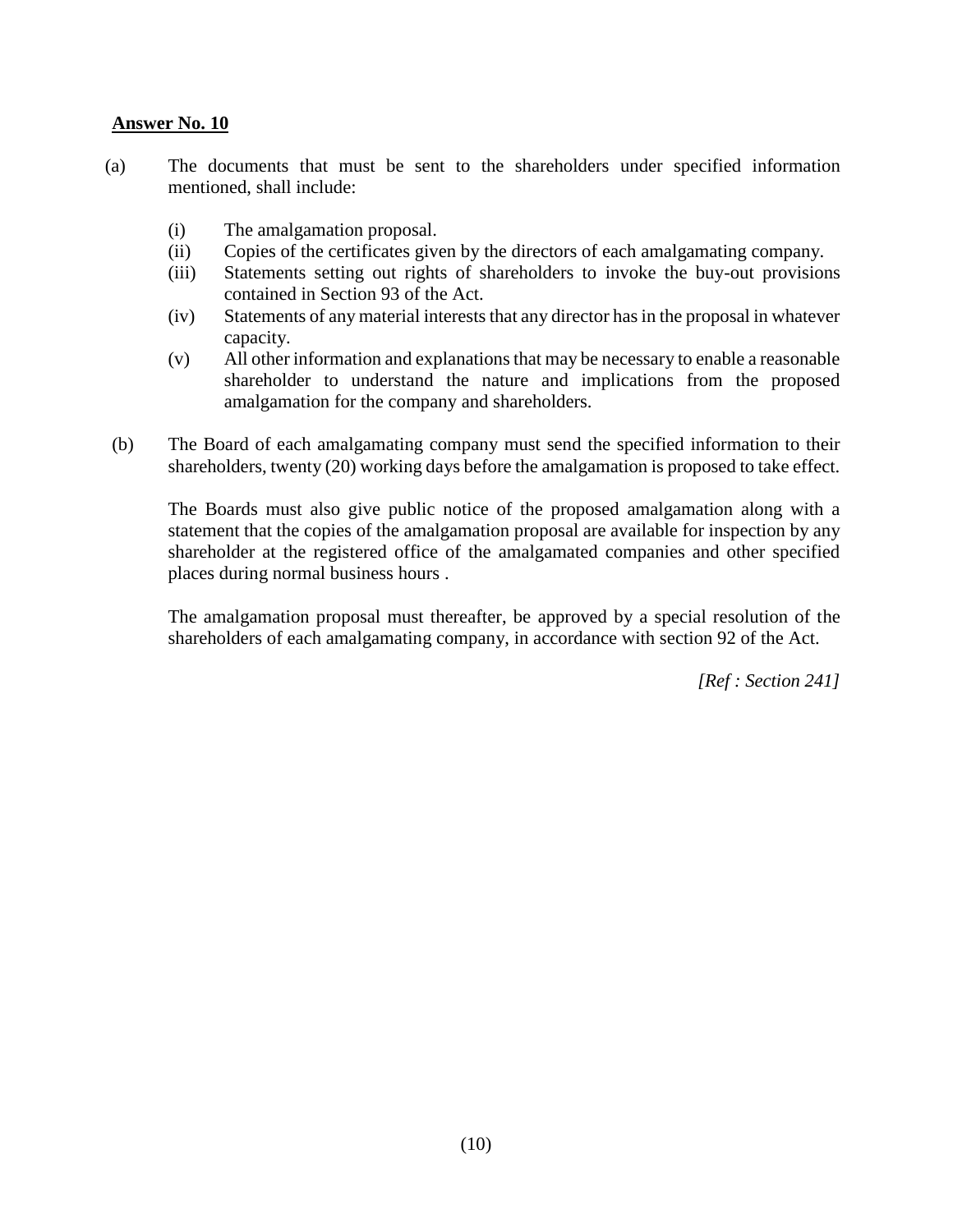**Answer No. 10**

(a) The documents that must be sent to the shareholders under specified information mentioned, shall include:

- (i) The amalgamation proposal.
- (ii) Copies of the certificates given by the directors of each amalgamating company.
- (iii) Statements setting out rights of shareholders to invoke the buy-out provisions contained in Section 93 of the Act.
- (iv) Statements of any material interests that any director has in the proposal in whatever capacity.
- (v) All other information and explanations that may be necessary to enable a reasonable shareholder to understand the nature and implications from the proposed amalgamation for the company and shareholders.

(b) The Board of each amalgamating company must send the specified information to their shareholders, twenty (20) working days before the amalgamation is proposed to take effect.

The Boards must also give public notice of the proposed amalgamation along with a statement that the copies of the amalgamation proposal are available for inspection by any shareholder at the registered office of the amalgamated companies and other specified places during normal business hours .

The amalgamation proposal must thereafter, be approved by a special resolution of the shareholders of each amalgamating company, in accordance with section 92 of the Act.

*[Ref : Section 241]*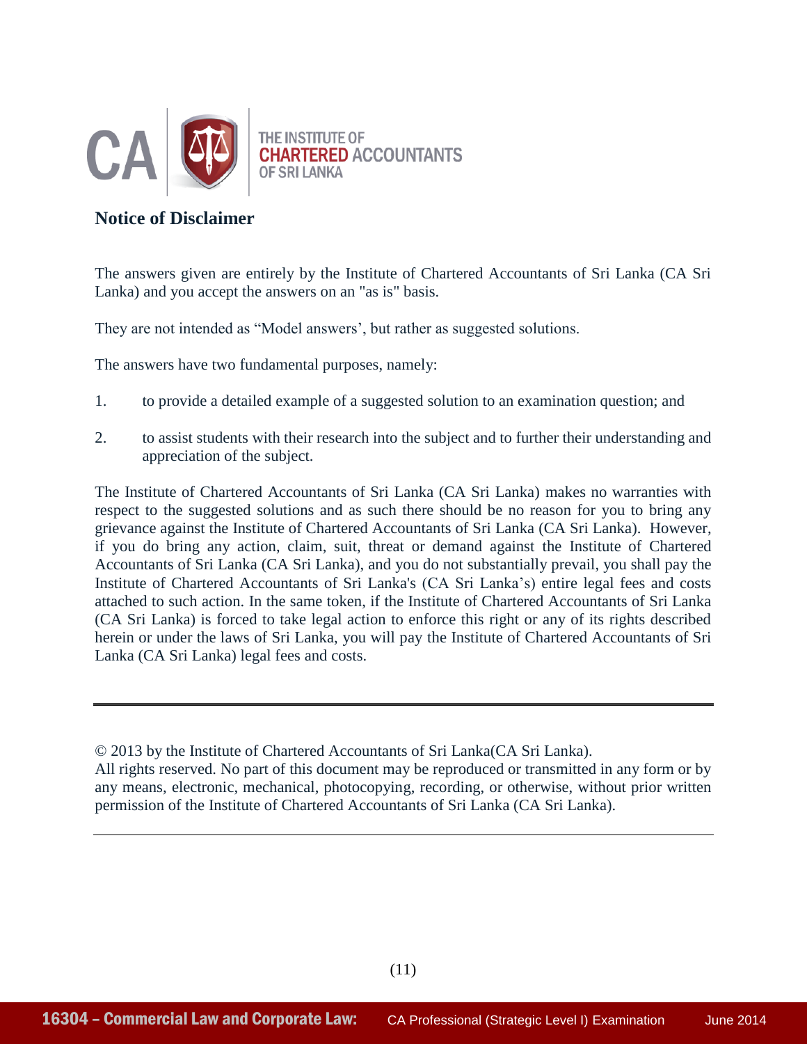THE INSTITUTE OF **CHARTERED** ACCOUNTANTS OF SRI LANKA

## Notice of Disclaimer

The answers given are entirely by the Institute of Chartered Accountants of Sri Lanka (CA Sri Lanka) and you accept the answers on an "as is" basis.

They are not intended as "Model answers', but rather as suggested solutions.

The answers have two fundamental purposes, namely:

1. to provide a detailed example of a suggested solution to an examination question; and
2. to assist students with their research into the subject and to further their understanding and appreciation of the subject.

The Institute of Chartered Accountants of Sri Lanka (CA Sri Lanka) makes no warranties with respect to the suggested solutions and as such there should be no reason for you to bring any grievance against the Institute of Chartered Accountants of Sri Lanka (CA Sri Lanka). However, if you do bring any action, claim, suit, threat or demand against the Institute of Chartered Accountants of Sri Lanka (CA Sri Lanka), and you do not substantially prevail, you shall pay the Institute of Chartered Accountants of Sri Lanka's (CA Sri Lanka's) entire legal fees and costs attached to such action. In the same token, if the Institute of Chartered Accountants of Sri Lanka (CA Sri Lanka) is forced to take legal action to enforce this right or any of its rights described herein or under the laws of Sri Lanka, you will pay the Institute of Chartered Accountants of Sri Lanka (CA Sri Lanka) legal fees and costs.

---

© 2013 by the Institute of Chartered Accountants of Sri Lanka(CA Sri Lanka).
All rights reserved. No part of this document may be reproduced or transmitted in any form or by any means, electronic, mechanical, photocopying, recording, or otherwise, without prior written permission of the Institute of Chartered Accountants of Sri Lanka (CA Sri Lanka).